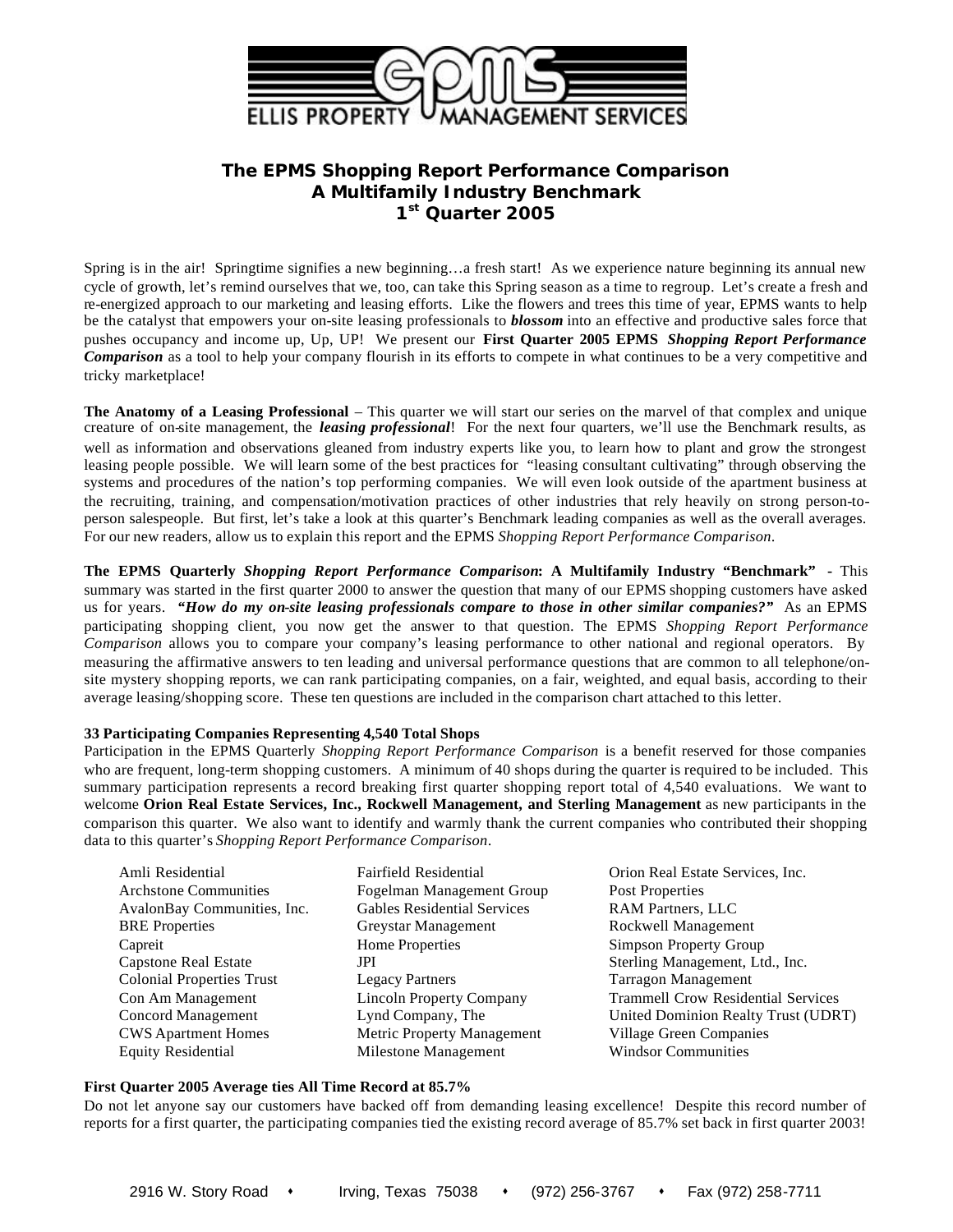# ELLIS PROPERTY MANAGEMENT SERVICES

## The EPMS Shopping Report Performance Comparison
## A Multifamily Industry Benchmark
## 1st Quarter 2005

Spring is in the air! Springtime signifies a new beginning…a fresh start! As we experience nature beginning its annual new cycle of growth, let's remind ourselves that we, too, can take this Spring season as a time to regroup. Let's create a fresh and re-energized approach to our marketing and leasing efforts. Like the flowers and trees this time of year, EPMS wants to help be the catalyst that empowers your on-site leasing professionals to ***blossom*** into an effective and productive sales force that pushes occupancy and income up, Up, UP! We present our **First Quarter 2005 EPMS** ***Shopping Report Performance Comparison*** as a tool to help your company flourish in its efforts to compete in what continues to be a very competitive and tricky marketplace!

**The Anatomy of a Leasing Professional** – This quarter we will start our series on the marvel of that complex and unique creature of on-site management, the ***leasing professional***! For the next four quarters, we'll use the Benchmark results, as well as information and observations gleaned from industry experts like you, to learn how to plant and grow the strongest leasing people possible. We will learn some of the best practices for "leasing consultant cultivating" through observing the systems and procedures of the nation's top performing companies. We will even look outside of the apartment business at the recruiting, training, and compensation/motivation practices of other industries that rely heavily on strong person-to-person salespeople. But first, let's take a look at this quarter's Benchmark leading companies as well as the overall averages. For our new readers, allow us to explain this report and the EPMS *Shopping Report Performance Comparison*.

**The EPMS Quarterly *Shopping Report Performance Comparison*: A Multifamily Industry "Benchmark"** - This summary was started in the first quarter 2000 to answer the question that many of our EPMS shopping customers have asked us for years. ***"How do my on-site leasing professionals compare to those in other similar companies?"*** As an EPMS participating shopping client, you now get the answer to that question. The EPMS *Shopping Report Performance Comparison* allows you to compare your company's leasing performance to other national and regional operators. By measuring the affirmative answers to ten leading and universal performance questions that are common to all telephone/on-site mystery shopping reports, we can rank participating companies, on a fair, weighted, and equal basis, according to their average leasing/shopping score. These ten questions are included in the comparison chart attached to this letter.

**33 Participating Companies Representing 4,540 Total Shops**

Participation in the EPMS Quarterly *Shopping Report Performance Comparison* is a benefit reserved for those companies who are frequent, long-term shopping customers. A minimum of 40 shops during the quarter is required to be included. This summary participation represents a record breaking first quarter shopping report total of 4,540 evaluations. We want to welcome **Orion Real Estate Services, Inc., Rockwell Management, and Sterling Management** as new participants in the comparison this quarter. We also want to identify and warmly thank the current companies who contributed their shopping data to this quarter's *Shopping Report Performance Comparison*.

- Amli Residential
- Archstone Communities
- AvalonBay Communities, Inc.
- BRE Properties
- Capreit
- Capstone Real Estate
- Colonial Properties Trust
- Con Am Management
- Concord Management
- CWS Apartment Homes
- Equity Residential
- Fairfield Residential
- Fogelman Management Group
- Gables Residential Services
- Greystar Management
- Home Properties
- JPI
- Legacy Partners
- Lincoln Property Company
- Lynd Company, The
- Metric Property Management
- Milestone Management
- Orion Real Estate Services, Inc.
- Post Properties
- RAM Partners, LLC
- Rockwell Management
- Simpson Property Group
- Sterling Management, Ltd., Inc.
- Tarragon Management
- Trammell Crow Residential Services
- United Dominion Realty Trust (UDRT)
- Village Green Companies
- Windsor Communities

**First Quarter 2005 Average ties All Time Record at 85.7%**

Do not let anyone say our customers have backed off from demanding leasing excellence! Despite this record number of reports for a first quarter, the participating companies tied the existing record average of 85.7% set back in first quarter 2003!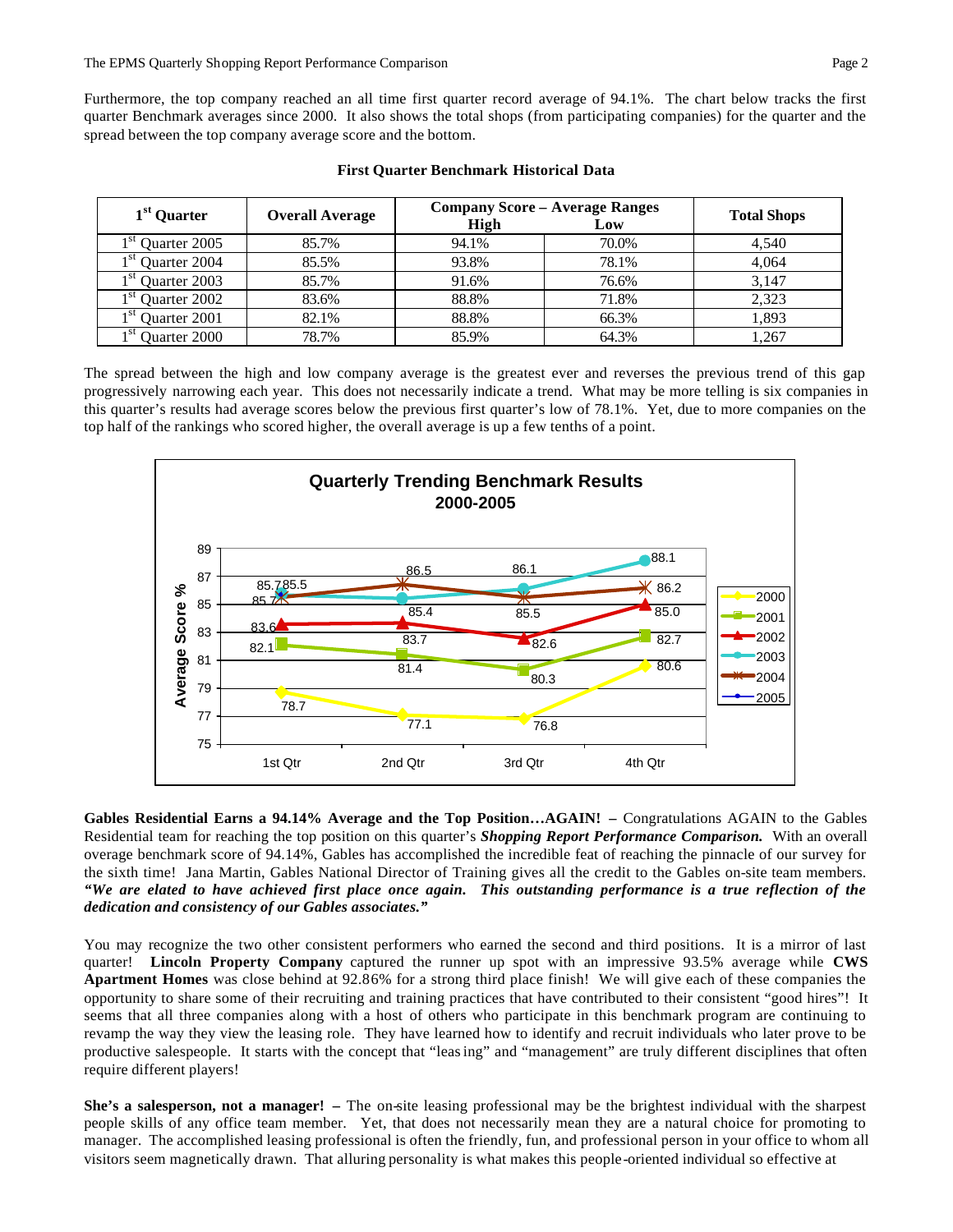Furthermore, the top company reached an all time first quarter record average of 94.1%. The chart below tracks the first quarter Benchmark averages since 2000. It also shows the total shops (from participating companies) for the quarter and the spread between the top company average score and the bottom.

**First Quarter Benchmark Historical Data**

| 1st Quarter | Overall Average | Company Score – Average Ranges | | Total Shops |
|---|---|---|---|---|
| | | High | Low | |
| 1st Quarter 2005 | 85.7% | 94.1% | 70.0% | 4,540 |
| 1st Quarter 2004 | 85.5% | 93.8% | 78.1% | 4,064 |
| 1st Quarter 2003 | 85.7% | 91.6% | 76.6% | 3,147 |
| 1st Quarter 2002 | 83.6% | 88.8% | 71.8% | 2,323 |
| 1st Quarter 2001 | 82.1% | 88.8% | 66.3% | 1,893 |
| 1st Quarter 2000 | 78.7% | 85.9% | 64.3% | 1,267 |

The spread between the high and low company average is the greatest ever and reverses the previous trend of this gap progressively narrowing each year. This does not necessarily indicate a trend. What may be more telling is six companies in this quarter's results had average scores below the previous first quarter's low of 78.1%. Yet, due to more companies on the top half of the rankings who scored higher, the overall average is up a few tenths of a point.

**Quarterly Trending Benchmark Results 2000-2005**

| Year | 1st Qtr | 2nd Qtr | 3rd Qtr | 4th Qtr |
|---|---|---|---|---|
| 2000 | 78.7 | 77.1 | 76.8 | 80.6 |
| 2001 | 82.1 | 81.4 | 80.3 | 82.7 |
| 2002 | 83.6 | 83.7 | 82.6 | 85.0 |
| 2003 | 85.7 | 85.4 | 86.1 | 88.1 |
| 2004 | 85.5 | 86.5 | 85.5 | 86.2 |
| 2005 | 85.7 | | | |

**Gables Residential Earns a 94.14% Average and the Top Position…AGAIN! –** Congratulations AGAIN to the Gables Residential team for reaching the top position on this quarter's ***Shopping Report Performance Comparison.*** With an overall overage benchmark score of 94.14%, Gables has accomplished the incredible feat of reaching the pinnacle of our survey for the sixth time! Jana Martin, Gables National Director of Training gives all the credit to the Gables on-site team members. ***"We are elated to have achieved first place once again. This outstanding performance is a true reflection of the dedication and consistency of our Gables associates."***

You may recognize the two other consistent performers who earned the second and third positions. It is a mirror of last quarter! **Lincoln Property Company** captured the runner up spot with an impressive 93.5% average while **CWS Apartment Homes** was close behind at 92.86% for a strong third place finish! We will give each of these companies the opportunity to share some of their recruiting and training practices that have contributed to their consistent "good hires"! It seems that all three companies along with a host of others who participate in this benchmark program are continuing to revamp the way they view the leasing role. They have learned how to identify and recruit individuals who later prove to be productive salespeople. It starts with the concept that "leasing" and "management" are truly different disciplines that often require different players!

**She's a salesperson, not a manager! –** The on-site leasing professional may be the brightest individual with the sharpest people skills of any office team member. Yet, that does not necessarily mean they are a natural choice for promoting to manager. The accomplished leasing professional is often the friendly, fun, and professional person in your office to whom all visitors seem magnetically drawn. That alluring personality is what makes this people-oriented individual so effective at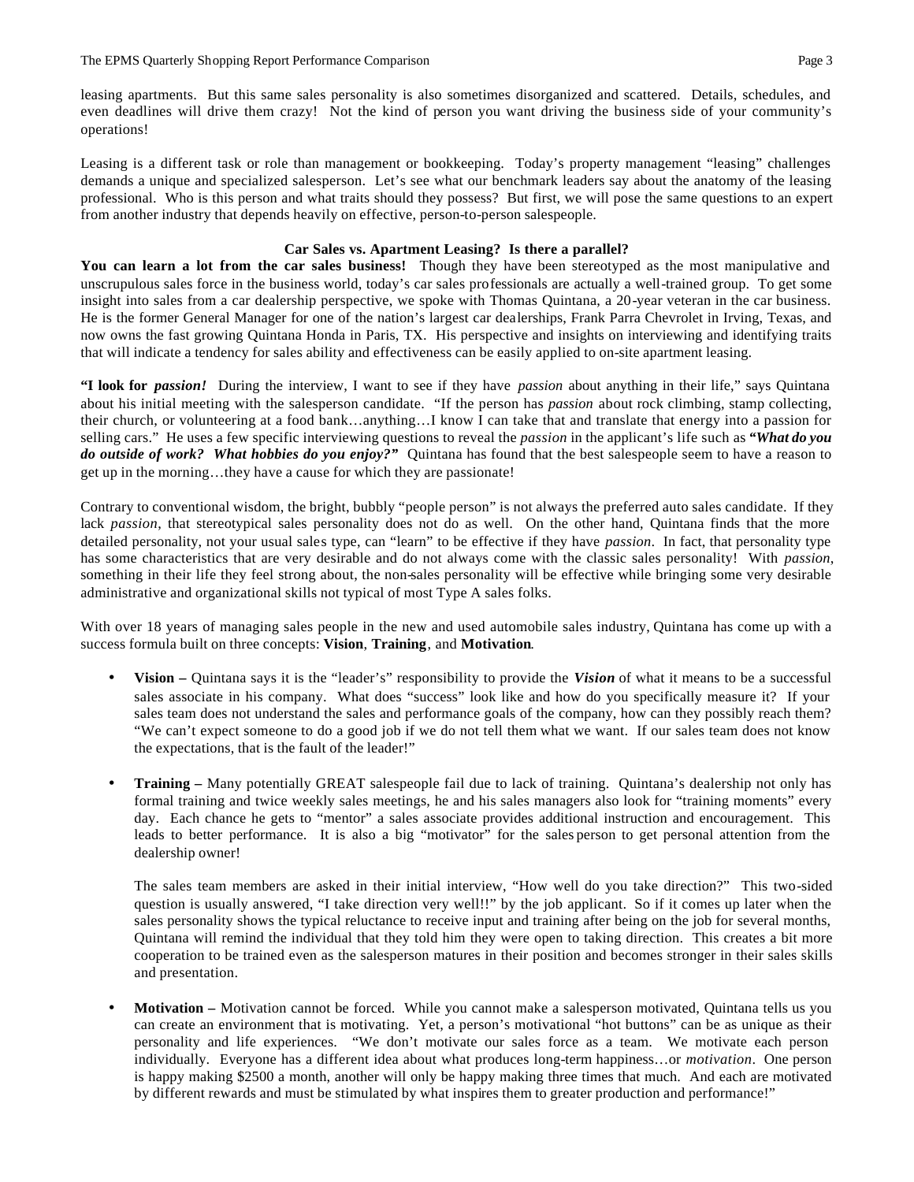leasing apartments. But this same sales personality is also sometimes disorganized and scattered. Details, schedules, and even deadlines will drive them crazy! Not the kind of person you want driving the business side of your community's operations!

Leasing is a different task or role than management or bookkeeping. Today's property management "leasing" challenges demands a unique and specialized salesperson. Let's see what our benchmark leaders say about the anatomy of the leasing professional. Who is this person and what traits should they possess? But first, we will pose the same questions to an expert from another industry that depends heavily on effective, person-to-person salespeople.

### Car Sales vs. Apartment Leasing? Is there a parallel?

**You can learn a lot from the car sales business!** Though they have been stereotyped as the most manipulative and unscrupulous sales force in the business world, today's car sales professionals are actually a well-trained group. To get some insight into sales from a car dealership perspective, we spoke with Thomas Quintana, a 20-year veteran in the car business. He is the former General Manager for one of the nation's largest car dealerships, Frank Parra Chevrolet in Irving, Texas, and now owns the fast growing Quintana Honda in Paris, TX. His perspective and insights on interviewing and identifying traits that will indicate a tendency for sales ability and effectiveness can be easily applied to on-site apartment leasing.

**"I look for *passion!*** During the interview, I want to see if they have *passion* about anything in their life," says Quintana about his initial meeting with the salesperson candidate. "If the person has *passion* about rock climbing, stamp collecting, their church, or volunteering at a food bank…anything…I know I can take that and translate that energy into a passion for selling cars." He uses a few specific interviewing questions to reveal the *passion* in the applicant's life such as ***"What do you do outside of work? What hobbies do you enjoy?"*** Quintana has found that the best salespeople seem to have a reason to get up in the morning…they have a cause for which they are passionate!

Contrary to conventional wisdom, the bright, bubbly "people person" is not always the preferred auto sales candidate. If they lack *passion*, that stereotypical sales personality does not do as well. On the other hand, Quintana finds that the more detailed personality, not your usual sales type, can "learn" to be effective if they have *passion*. In fact, that personality type has some characteristics that are very desirable and do not always come with the classic sales personality! With *passion*, something in their life they feel strong about, the non-sales personality will be effective while bringing some very desirable administrative and organizational skills not typical of most Type A sales folks.

With over 18 years of managing sales people in the new and used automobile sales industry, Quintana has come up with a success formula built on three concepts: **Vision**, **Training**, and **Motivation**.

- **Vision –** Quintana says it is the "leader's" responsibility to provide the ***Vision*** of what it means to be a successful sales associate in his company. What does "success" look like and how do you specifically measure it? If your sales team does not understand the sales and performance goals of the company, how can they possibly reach them? "We can't expect someone to do a good job if we do not tell them what we want. If our sales team does not know the expectations, that is the fault of the leader!"

- **Training –** Many potentially GREAT salespeople fail due to lack of training. Quintana's dealership not only has formal training and twice weekly sales meetings, he and his sales managers also look for "training moments" every day. Each chance he gets to "mentor" a sales associate provides additional instruction and encouragement. This leads to better performance. It is also a big "motivator" for the sales person to get personal attention from the dealership owner!

  The sales team members are asked in their initial interview, "How well do you take direction?" This two-sided question is usually answered, "I take direction very well!!" by the job applicant. So if it comes up later when the sales personality shows the typical reluctance to receive input and training after being on the job for several months, Quintana will remind the individual that they told him they were open to taking direction. This creates a bit more cooperation to be trained even as the salesperson matures in their position and becomes stronger in their sales skills and presentation.

- **Motivation –** Motivation cannot be forced. While you cannot make a salesperson motivated, Quintana tells us you can create an environment that is motivating. Yet, a person's motivational "hot buttons" can be as unique as their personality and life experiences. "We don't motivate our sales force as a team. We motivate each person individually. Everyone has a different idea about what produces long-term happiness…or *motivation*. One person is happy making $2500 a month, another will only be happy making three times that much. And each are motivated by different rewards and must be stimulated by what inspires them to greater production and performance!"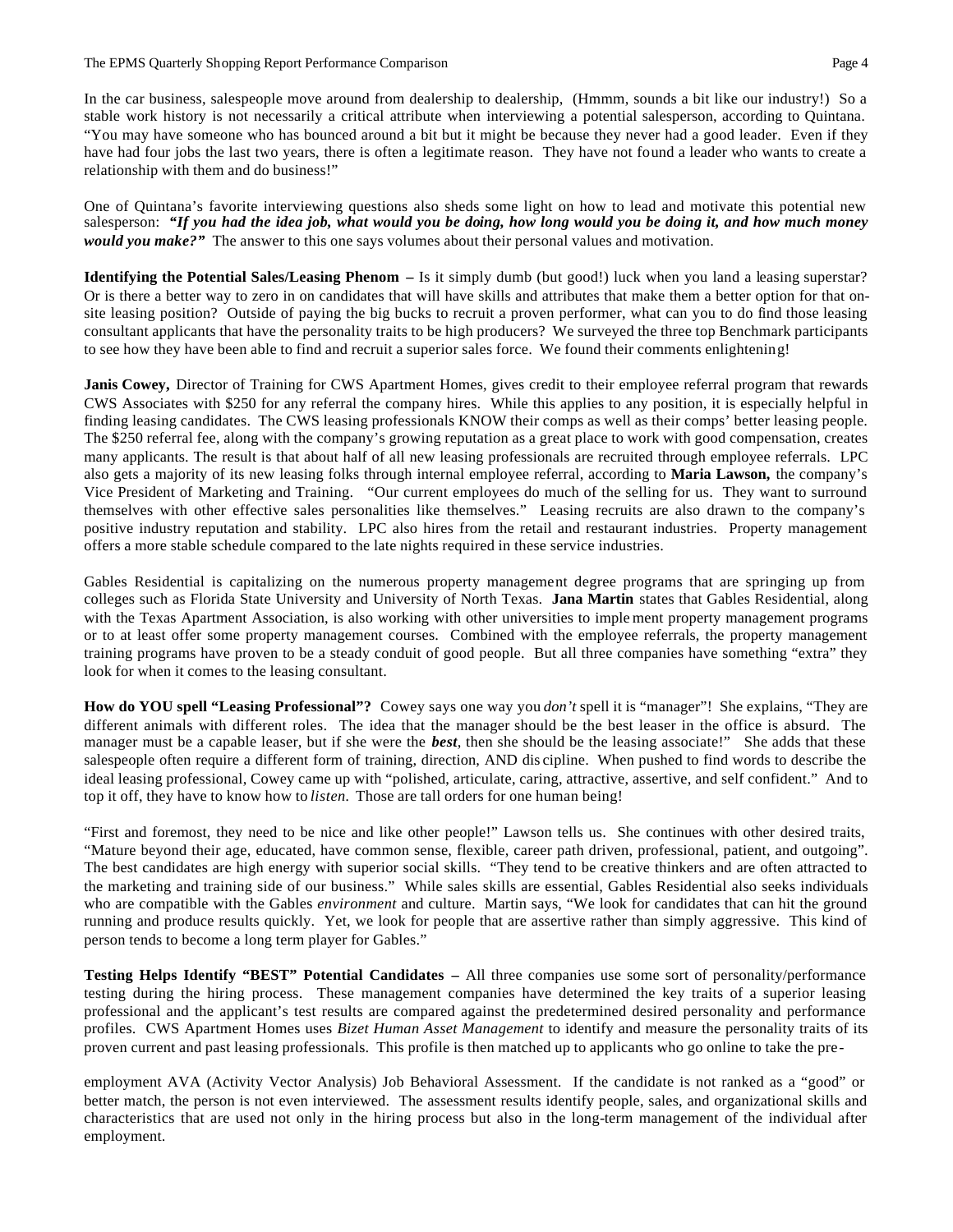In the car business, salespeople move around from dealership to dealership, (Hmmm, sounds a bit like our industry!) So a stable work history is not necessarily a critical attribute when interviewing a potential salesperson, according to Quintana. "You may have someone who has bounced around a bit but it might be because they never had a good leader. Even if they have had four jobs the last two years, there is often a legitimate reason. They have not found a leader who wants to create a relationship with them and do business!"

One of Quintana's favorite interviewing questions also sheds some light on how to lead and motivate this potential new salesperson: ***"If you had the idea job, what would you be doing, how long would you be doing it, and how much money would you make?"*** The answer to this one says volumes about their personal values and motivation.

**Identifying the Potential Sales/Leasing Phenom –** Is it simply dumb (but good!) luck when you land a leasing superstar? Or is there a better way to zero in on candidates that will have skills and attributes that make them a better option for that on-site leasing position? Outside of paying the big bucks to recruit a proven performer, what can you to do find those leasing consultant applicants that have the personality traits to be high producers? We surveyed the three top Benchmark participants to see how they have been able to find and recruit a superior sales force. We found their comments enlightening!

**Janis Cowey,** Director of Training for CWS Apartment Homes, gives credit to their employee referral program that rewards CWS Associates with $250 for any referral the company hires. While this applies to any position, it is especially helpful in finding leasing candidates. The CWS leasing professionals KNOW their comps as well as their comps' better leasing people. The $250 referral fee, along with the company's growing reputation as a great place to work with good compensation, creates many applicants. The result is that about half of all new leasing professionals are recruited through employee referrals. LPC also gets a majority of its new leasing folks through internal employee referral, according to **Maria Lawson,** the company's Vice President of Marketing and Training. "Our current employees do much of the selling for us. They want to surround themselves with other effective sales personalities like themselves." Leasing recruits are also drawn to the company's positive industry reputation and stability. LPC also hires from the retail and restaurant industries. Property management offers a more stable schedule compared to the late nights required in these service industries.

Gables Residential is capitalizing on the numerous property management degree programs that are springing up from colleges such as Florida State University and University of North Texas. **Jana Martin** states that Gables Residential, along with the Texas Apartment Association, is also working with other universities to implement property management programs or to at least offer some property management courses. Combined with the employee referrals, the property management training programs have proven to be a steady conduit of good people. But all three companies have something "extra" they look for when it comes to the leasing consultant.

**How do YOU spell "Leasing Professional"?** Cowey says one way you *don't* spell it is "manager"! She explains, "They are different animals with different roles. The idea that the manager should be the best leaser in the office is absurd. The manager must be a capable leaser, but if she were the ***best***, then she should be the leasing associate!" She adds that these salespeople often require a different form of training, direction, AND discipline. When pushed to find words to describe the ideal leasing professional, Cowey came up with "polished, articulate, caring, attractive, assertive, and self confident." And to top it off, they have to know how to *listen*. Those are tall orders for one human being!

"First and foremost, they need to be nice and like other people!" Lawson tells us. She continues with other desired traits, "Mature beyond their age, educated, have common sense, flexible, career path driven, professional, patient, and outgoing". The best candidates are high energy with superior social skills. "They tend to be creative thinkers and are often attracted to the marketing and training side of our business." While sales skills are essential, Gables Residential also seeks individuals who are compatible with the Gables *environment* and culture. Martin says, "We look for candidates that can hit the ground running and produce results quickly. Yet, we look for people that are assertive rather than simply aggressive. This kind of person tends to become a long term player for Gables."

**Testing Helps Identify "BEST" Potential Candidates –** All three companies use some sort of personality/performance testing during the hiring process. These management companies have determined the key traits of a superior leasing professional and the applicant's test results are compared against the predetermined desired personality and performance profiles. CWS Apartment Homes uses *Bizet Human Asset Management* to identify and measure the personality traits of its proven current and past leasing professionals. This profile is then matched up to applicants who go online to take the pre-employment AVA (Activity Vector Analysis) Job Behavioral Assessment. If the candidate is not ranked as a "good" or better match, the person is not even interviewed. The assessment results identify people, sales, and organizational skills and characteristics that are used not only in the hiring process but also in the long-term management of the individual after employment.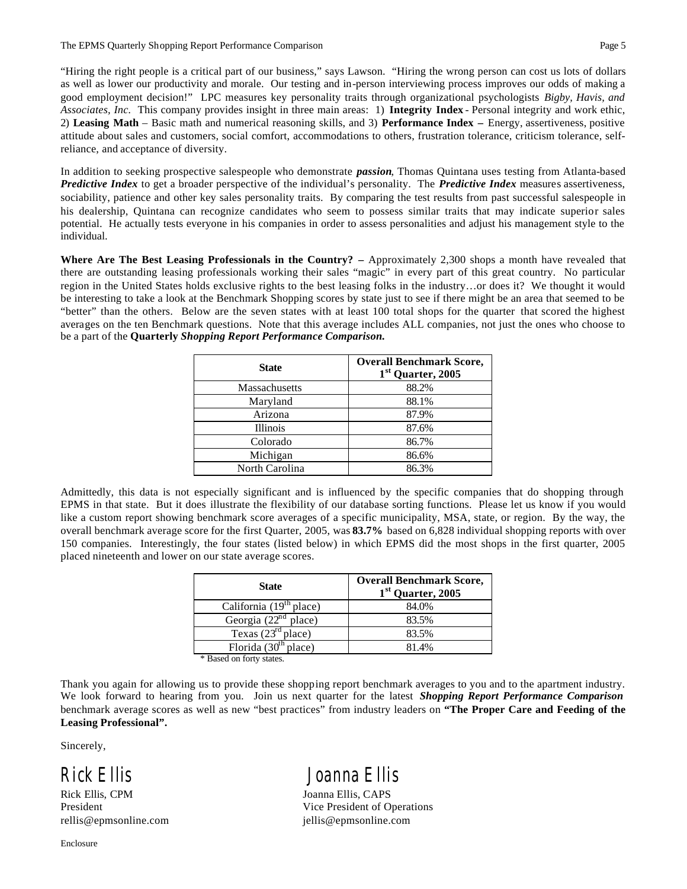"Hiring the right people is a critical part of our business," says Lawson. "Hiring the wrong person can cost us lots of dollars as well as lower our productivity and morale. Our testing and in-person interviewing process improves our odds of making a good employment decision!" LPC measures key personality traits through organizational psychologists *Bigby, Havis, and Associates, Inc.* This company provides insight in three main areas: 1) **Integrity Index** - Personal integrity and work ethic, 2) **Leasing Math** – Basic math and numerical reasoning skills, and 3) **Performance Index –** Energy, assertiveness, positive attitude about sales and customers, social comfort, accommodations to others, frustration tolerance, criticism tolerance, self-reliance, and acceptance of diversity.

In addition to seeking prospective salespeople who demonstrate ***passion***, Thomas Quintana uses testing from Atlanta-based ***Predictive Index*** to get a broader perspective of the individual's personality. The ***Predictive Index*** measures assertiveness, sociability, patience and other key sales personality traits. By comparing the test results from past successful salespeople in his dealership, Quintana can recognize candidates who seem to possess similar traits that may indicate superior sales potential. He actually tests everyone in his companies in order to assess personalities and adjust his management style to the individual.

**Where Are The Best Leasing Professionals in the Country? –** Approximately 2,300 shops a month have revealed that there are outstanding leasing professionals working their sales "magic" in every part of this great country. No particular region in the United States holds exclusive rights to the best leasing folks in the industry…or does it? We thought it would be interesting to take a look at the Benchmark Shopping scores by state just to see if there might be an area that seemed to be "better" than the others. Below are the seven states with at least 100 total shops for the quarter that scored the highest averages on the ten Benchmark questions. Note that this average includes ALL companies, not just the ones who choose to be a part of the **Quarterly *Shopping Report Performance Comparison.***

| State | Overall Benchmark Score, 1st Quarter, 2005 |
|---|---|
| Massachusetts | 88.2% |
| Maryland | 88.1% |
| Arizona | 87.9% |
| Illinois | 87.6% |
| Colorado | 86.7% |
| Michigan | 86.6% |
| North Carolina | 86.3% |

Admittedly, this data is not especially significant and is influenced by the specific companies that do shopping through EPMS in that state. But it does illustrate the flexibility of our database sorting functions. Please let us know if you would like a custom report showing benchmark score averages of a specific municipality, MSA, state, or region. By the way, the overall benchmark average score for the first Quarter, 2005, was **83.7%** based on 6,828 individual shopping reports with over 150 companies. Interestingly, the four states (listed below) in which EPMS did the most shops in the first quarter, 2005 placed nineteenth and lower on our state average scores.

| State | Overall Benchmark Score, 1st Quarter, 2005 |
|---|---|
| California (19th place) | 84.0% |
| Georgia (22nd place) | 83.5% |
| Texas (23rd place) | 83.5% |
| Florida (30th place) | 81.4% |

\* Based on forty states.

Thank you again for allowing us to provide these shopping report benchmark averages to you and to the apartment industry. We look forward to hearing from you. Join us next quarter for the latest ***Shopping Report Performance Comparison*** benchmark average scores as well as new "best practices" from industry leaders on **"The Proper Care and Feeding of the Leasing Professional".**

Sincerely,

Rick Ellis
Rick Ellis, CPM
President
rellis@epmsonline.com

Joanna Ellis
Joanna Ellis, CAPS
Vice President of Operations
jellis@epmsonline.com

Enclosure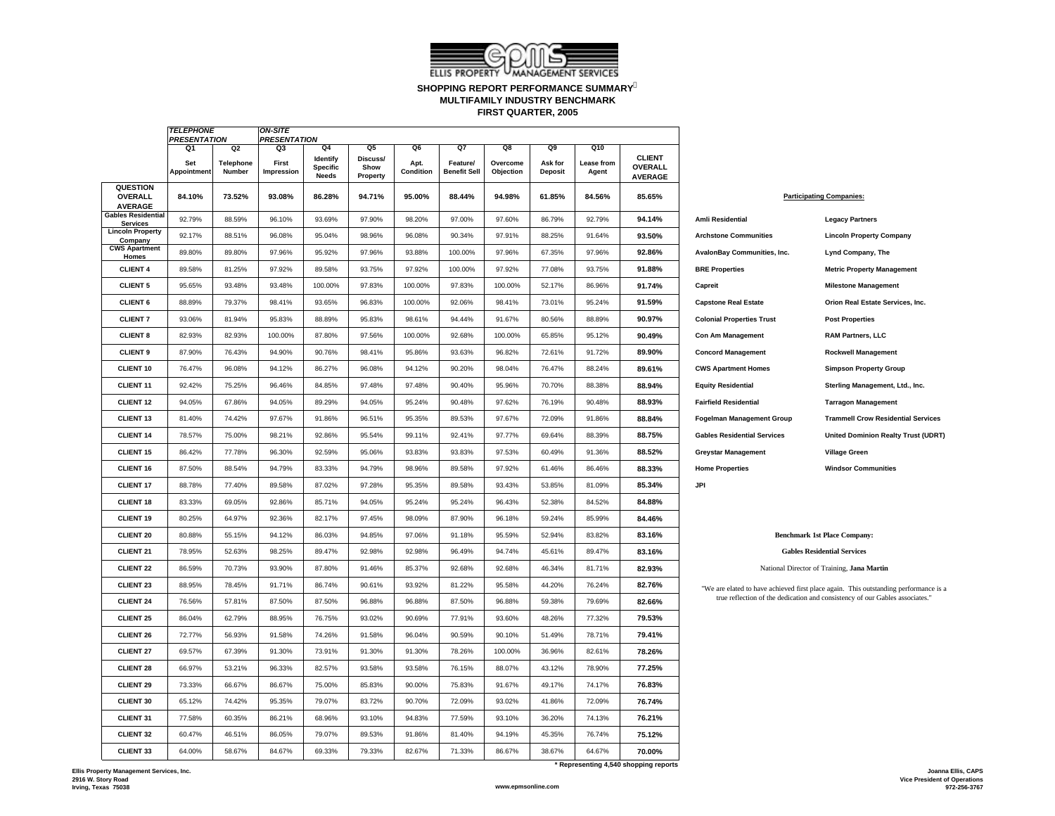ELLIS PROPERTY MANAGEMENT SERVICES

## SHOPPING REPORT PERFORMANCE SUMMARY*
## MULTIFAMILY INDUSTRY BENCHMARK
## FIRST QUARTER, 2005

| | TELEPHONE PRESENTATION | | ON-SITE PRESENTATION | | | | | | | | |
|---|---|---|---|---|---|---|---|---|---|---|---|
| | Q1 | Q2 | Q3 | Q4 | Q5 | Q6 | Q7 | Q8 | Q9 | Q10 | |
| | Set Appointment | Telephone Number | First Impression | Identify Specific Needs | Discuss/ Show Property | Apt. Condition | Feature/ Benefit Sell | Overcome Objection | Ask for Deposit | Lease from Agent | CLIENT OVERALL AVERAGE |
| **QUESTION OVERALL AVERAGE** | **84.10%** | **73.52%** | **93.08%** | **86.28%** | **94.71%** | **95.00%** | **88.44%** | **94.98%** | **61.85%** | **84.56%** | **85.65%** |
| **Gables Residential Services** | 92.79% | 88.59% | 96.10% | 93.69% | 97.90% | 98.20% | 97.00% | 97.60% | 86.79% | 92.79% | **94.14%** |
| **Lincoln Property Company** | 92.17% | 88.51% | 96.08% | 95.04% | 98.96% | 96.08% | 90.34% | 97.91% | 88.25% | 91.64% | **93.50%** |
| **CWS Apartment Homes** | 89.80% | 89.80% | 97.96% | 95.92% | 97.96% | 93.88% | 100.00% | 97.96% | 67.35% | 97.96% | **92.86%** |
| **CLIENT 4** | 89.58% | 81.25% | 97.92% | 89.58% | 93.75% | 97.92% | 100.00% | 97.92% | 77.08% | 93.75% | **91.88%** |
| **CLIENT 5** | 95.65% | 93.48% | 93.48% | 100.00% | 97.83% | 100.00% | 97.83% | 100.00% | 52.17% | 86.96% | **91.74%** |
| **CLIENT 6** | 88.89% | 79.37% | 98.41% | 93.65% | 96.83% | 100.00% | 92.06% | 98.41% | 73.01% | 95.24% | **91.59%** |
| **CLIENT 7** | 93.06% | 81.94% | 95.83% | 88.89% | 95.83% | 98.61% | 94.44% | 91.67% | 80.56% | 88.89% | **90.97%** |
| **CLIENT 8** | 82.93% | 82.93% | 100.00% | 87.80% | 97.56% | 100.00% | 92.68% | 100.00% | 65.85% | 95.12% | **90.49%** |
| **CLIENT 9** | 87.90% | 76.43% | 94.90% | 90.76% | 98.41% | 95.86% | 93.63% | 96.82% | 72.61% | 91.72% | **89.90%** |
| **CLIENT 10** | 76.47% | 96.08% | 94.12% | 86.27% | 96.08% | 94.12% | 90.20% | 98.04% | 76.47% | 88.24% | **89.61%** |
| **CLIENT 11** | 92.42% | 75.25% | 96.46% | 84.85% | 97.48% | 97.48% | 90.40% | 95.96% | 70.70% | 88.38% | **88.94%** |
| **CLIENT 12** | 94.05% | 67.86% | 94.05% | 89.29% | 94.05% | 95.24% | 90.48% | 97.62% | 76.19% | 90.48% | **88.93%** |
| **CLIENT 13** | 81.40% | 74.42% | 97.67% | 91.86% | 96.51% | 95.35% | 89.53% | 97.67% | 72.09% | 91.86% | **88.84%** |
| **CLIENT 14** | 78.57% | 75.00% | 98.21% | 92.86% | 95.54% | 99.11% | 92.41% | 97.77% | 69.64% | 88.39% | **88.75%** |
| **CLIENT 15** | 86.42% | 77.78% | 96.30% | 92.59% | 95.06% | 93.83% | 93.83% | 97.53% | 60.49% | 91.36% | **88.52%** |
| **CLIENT 16** | 87.50% | 88.54% | 94.79% | 83.33% | 94.79% | 98.96% | 89.58% | 97.92% | 61.46% | 86.46% | **88.33%** |
| **CLIENT 17** | 88.78% | 77.40% | 89.58% | 87.02% | 97.28% | 95.35% | 89.58% | 93.43% | 53.85% | 81.09% | **85.34%** |
| **CLIENT 18** | 83.33% | 69.05% | 92.86% | 85.71% | 94.05% | 95.24% | 95.24% | 96.43% | 52.38% | 84.52% | **84.88%** |
| **CLIENT 19** | 80.25% | 64.97% | 92.36% | 82.17% | 97.45% | 98.09% | 87.90% | 96.18% | 59.24% | 85.99% | **84.46%** |
| **CLIENT 20** | 80.88% | 55.15% | 94.12% | 86.03% | 94.85% | 97.06% | 91.18% | 95.59% | 52.94% | 83.82% | **83.16%** |
| **CLIENT 21** | 78.95% | 52.63% | 98.25% | 89.47% | 92.98% | 92.98% | 96.49% | 94.74% | 45.61% | 89.47% | **83.16%** |
| **CLIENT 22** | 86.59% | 70.73% | 93.90% | 87.80% | 91.46% | 85.37% | 92.68% | 92.68% | 46.34% | 81.71% | **82.93%** |
| **CLIENT 23** | 88.95% | 78.45% | 91.71% | 86.74% | 90.61% | 93.92% | 81.22% | 95.58% | 44.20% | 76.24% | **82.76%** |
| **CLIENT 24** | 76.56% | 57.81% | 87.50% | 87.50% | 96.88% | 96.88% | 87.50% | 96.88% | 59.38% | 79.69% | **82.66%** |
| **CLIENT 25** | 86.04% | 62.79% | 88.95% | 76.75% | 93.02% | 90.69% | 77.91% | 93.60% | 48.26% | 77.32% | **79.53%** |
| **CLIENT 26** | 72.77% | 56.93% | 91.58% | 74.26% | 91.58% | 96.04% | 90.59% | 90.10% | 51.49% | 78.71% | **79.41%** |
| **CLIENT 27** | 69.57% | 67.39% | 91.30% | 73.91% | 91.30% | 91.30% | 78.26% | 100.00% | 36.96% | 82.61% | **78.26%** |
| **CLIENT 28** | 66.97% | 53.21% | 96.33% | 82.57% | 93.58% | 93.58% | 76.15% | 88.07% | 43.12% | 78.90% | **77.25%** |
| **CLIENT 29** | 73.33% | 66.67% | 86.67% | 75.00% | 85.83% | 90.00% | 75.83% | 91.67% | 49.17% | 74.17% | **76.83%** |
| **CLIENT 30** | 65.12% | 74.42% | 95.35% | 79.07% | 83.72% | 90.70% | 72.09% | 93.02% | 41.86% | 72.09% | **76.74%** |
| **CLIENT 31** | 77.58% | 60.35% | 86.21% | 68.96% | 93.10% | 94.83% | 77.59% | 93.10% | 36.20% | 74.13% | **76.21%** |
| **CLIENT 32** | 60.47% | 46.51% | 86.05% | 79.07% | 89.53% | 91.86% | 81.40% | 94.19% | 45.35% | 76.74% | **75.12%** |
| **CLIENT 33** | 64.00% | 58.67% | 84.67% | 69.33% | 79.33% | 82.67% | 71.33% | 86.67% | 38.67% | 64.67% | **70.00%** |

**\* Representing 4,540 shopping reports**

**Participating Companies:**

| | |
|---|---|
| **Amli Residential** | **Legacy Partners** |
| **Archstone Communities** | **Lincoln Property Company** |
| **AvalonBay Communities, Inc.** | **Lynd Company, The** |
| **BRE Properties** | **Metric Property Management** |
| **Capreit** | **Milestone Management** |
| **Capstone Real Estate** | **Orion Real Estate Services, Inc.** |
| **Colonial Properties Trust** | **Post Properties** |
| **Con Am Management** | **RAM Partners, LLC** |
| **Concord Management** | **Rockwell Management** |
| **CWS Apartment Homes** | **Simpson Property Group** |
| **Equity Residential** | **Sterling Management, Ltd., Inc.** |
| **Fairfield Residential** | **Tarragon Management** |
| **Fogelman Management Group** | **Trammell Crow Residential Services** |
| **Gables Residential Services** | **United Dominion Realty Trust (UDRT)** |
| **Greystar Management** | **Village Green** |
| **Home Properties** | **Windsor Communities** |
| **JPI** | |

**Benchmark 1st Place Company:**

**Gables Residential Services**

National Director of Training, **Jana Martin**

"We are elated to have achieved first place again. This outstanding performance is a true reflection of the dedication and consistency of our Gables associates."

**Ellis Property Management Services, Inc.**
**2916 W. Story Road**
**Irving, Texas 75038**

**www.epmsonline.com**

**Joanna Ellis, CAPS**
**Vice President of Operations**
**972-256-3767**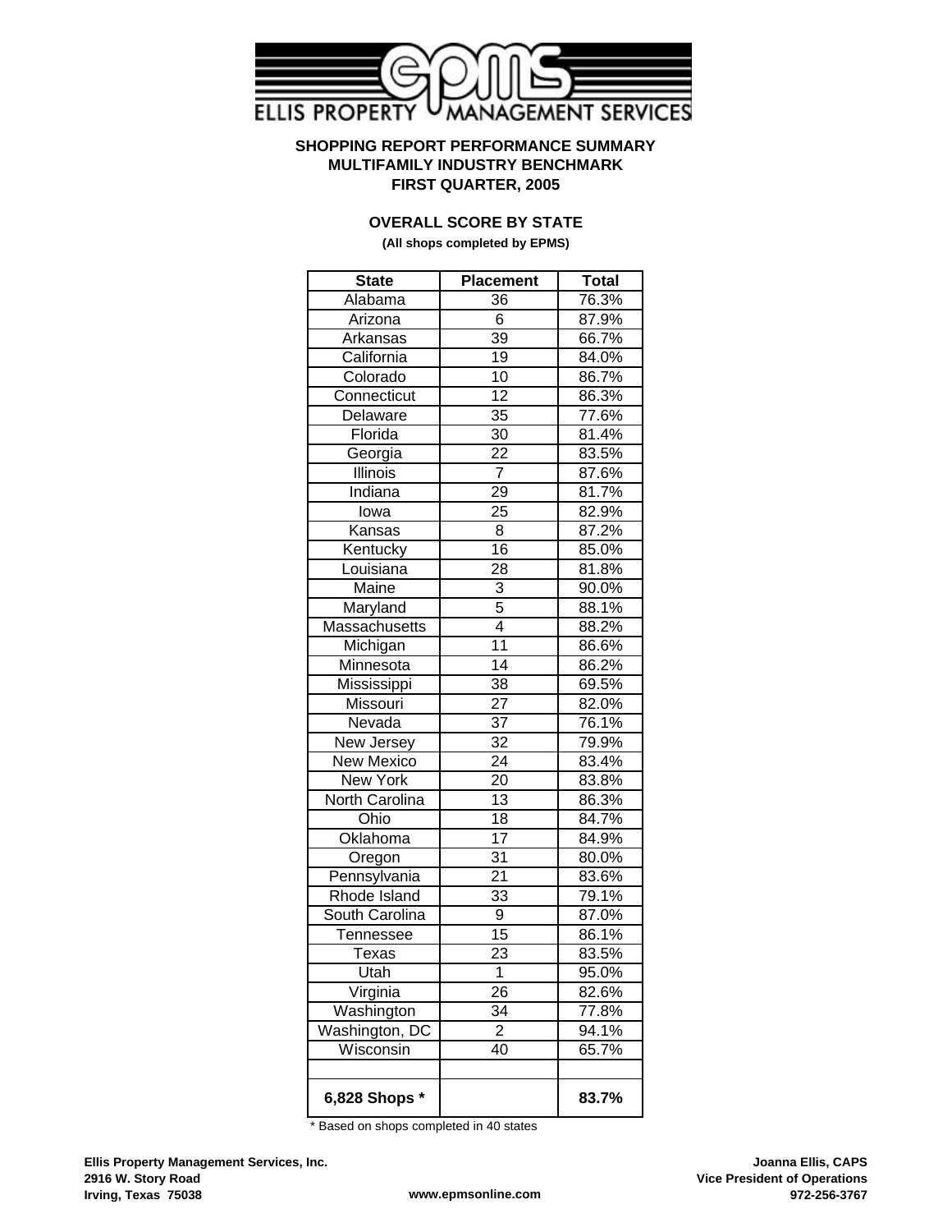ELLIS PROPERTY MANAGEMENT SERVICES

**SHOPPING REPORT PERFORMANCE SUMMARY**
**MULTIFAMILY INDUSTRY BENCHMARK**
**FIRST QUARTER, 2005**

**OVERALL SCORE BY STATE**

**(All shops completed by EPMS)**

| State | Placement | Total |
|---|---|---|
| Alabama | 36 | 76.3% |
| Arizona | 6 | 87.9% |
| Arkansas | 39 | 66.7% |
| California | 19 | 84.0% |
| Colorado | 10 | 86.7% |
| Connecticut | 12 | 86.3% |
| Delaware | 35 | 77.6% |
| Florida | 30 | 81.4% |
| Georgia | 22 | 83.5% |
| Illinois | 7 | 87.6% |
| Indiana | 29 | 81.7% |
| Iowa | 25 | 82.9% |
| Kansas | 8 | 87.2% |
| Kentucky | 16 | 85.0% |
| Louisiana | 28 | 81.8% |
| Maine | 3 | 90.0% |
| Maryland | 5 | 88.1% |
| Massachusetts | 4 | 88.2% |
| Michigan | 11 | 86.6% |
| Minnesota | 14 | 86.2% |
| Mississippi | 38 | 69.5% |
| Missouri | 27 | 82.0% |
| Nevada | 37 | 76.1% |
| New Jersey | 32 | 79.9% |
| New Mexico | 24 | 83.4% |
| New York | 20 | 83.8% |
| North Carolina | 13 | 86.3% |
| Ohio | 18 | 84.7% |
| Oklahoma | 17 | 84.9% |
| Oregon | 31 | 80.0% |
| Pennsylvania | 21 | 83.6% |
| Rhode Island | 33 | 79.1% |
| South Carolina | 9 | 87.0% |
| Tennessee | 15 | 86.1% |
| Texas | 23 | 83.5% |
| Utah | 1 | 95.0% |
| Virginia | 26 | 82.6% |
| Washington | 34 | 77.8% |
| Washington, DC | 2 | 94.1% |
| Wisconsin | 40 | 65.7% |
| | | |
| **6,828 Shops *** | | **83.7%** |

* Based on shops completed in 40 states

**Ellis Property Management Services, Inc.**
**2916 W. Story Road**
**Irving, Texas 75038**

**www.epmsonline.com**

**Joanna Ellis, CAPS**
**Vice President of Operations**
**972-256-3767**